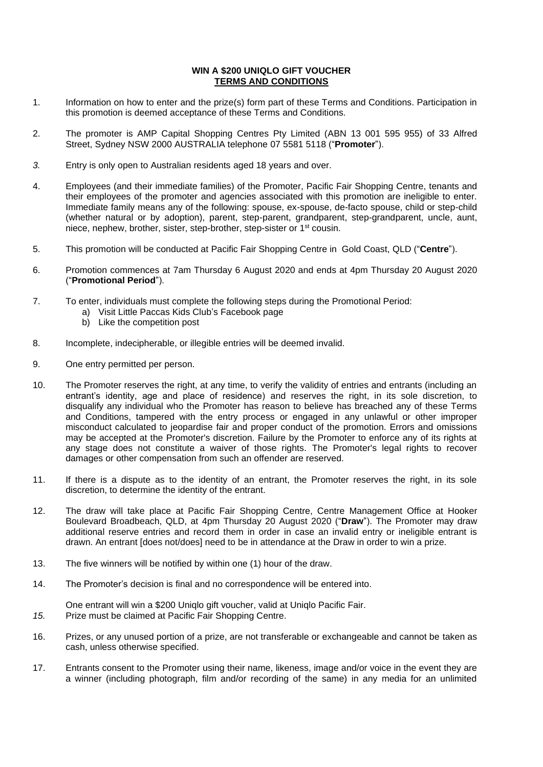**WIN A $200 UNIQLO GIFT VOUCHER**
**<u>TERMS AND CONDITIONS</u>**

1. Information on how to enter and the prize(s) form part of these Terms and Conditions. Participation in this promotion is deemed acceptance of these Terms and Conditions.

2. The promoter is AMP Capital Shopping Centres Pty Limited (ABN 13 001 595 955) of 33 Alfred Street, Sydney NSW 2000 AUSTRALIA telephone 07 5581 5118 ("**Promoter**").

3. Entry is only open to Australian residents aged 18 years and over.

4. Employees (and their immediate families) of the Promoter, Pacific Fair Shopping Centre, tenants and their employees of the promoter and agencies associated with this promotion are ineligible to enter. Immediate family means any of the following: spouse, ex-spouse, de-facto spouse, child or step-child (whether natural or by adoption), parent, step-parent, grandparent, step-grandparent, uncle, aunt, niece, nephew, brother, sister, step-brother, step-sister or 1st cousin.

5. This promotion will be conducted at Pacific Fair Shopping Centre in Gold Coast, QLD ("**Centre**").

6. Promotion commences at 7am Thursday 6 August 2020 and ends at 4pm Thursday 20 August 2020 ("**Promotional Period**").

7. To enter, individuals must complete the following steps during the Promotional Period:
   a) Visit Little Paccas Kids Club's Facebook page
   b) Like the competition post

8. Incomplete, indecipherable, or illegible entries will be deemed invalid.

9. One entry permitted per person.

10. The Promoter reserves the right, at any time, to verify the validity of entries and entrants (including an entrant's identity, age and place of residence) and reserves the right, in its sole discretion, to disqualify any individual who the Promoter has reason to believe has breached any of these Terms and Conditions, tampered with the entry process or engaged in any unlawful or other improper misconduct calculated to jeopardise fair and proper conduct of the promotion. Errors and omissions may be accepted at the Promoter's discretion. Failure by the Promoter to enforce any of its rights at any stage does not constitute a waiver of those rights. The Promoter's legal rights to recover damages or other compensation from such an offender are reserved.

11. If there is a dispute as to the identity of an entrant, the Promoter reserves the right, in its sole discretion, to determine the identity of the entrant.

12. The draw will take place at Pacific Fair Shopping Centre, Centre Management Office at Hooker Boulevard Broadbeach, QLD, at 4pm Thursday 20 August 2020 ("**Draw**"). The Promoter may draw additional reserve entries and record them in order in case an invalid entry or ineligible entrant is drawn. An entrant [does not/does] need to be in attendance at the Draw in order to win a prize.

13. The five winners will be notified by within one (1) hour of the draw.

14. The Promoter's decision is final and no correspondence will be entered into.

15. One entrant will win a $200 Uniqlo gift voucher, valid at Uniqlo Pacific Fair. Prize must be claimed at Pacific Fair Shopping Centre.

16. Prizes, or any unused portion of a prize, are not transferable or exchangeable and cannot be taken as cash, unless otherwise specified.

17. Entrants consent to the Promoter using their name, likeness, image and/or voice in the event they are a winner (including photograph, film and/or recording of the same) in any media for an unlimited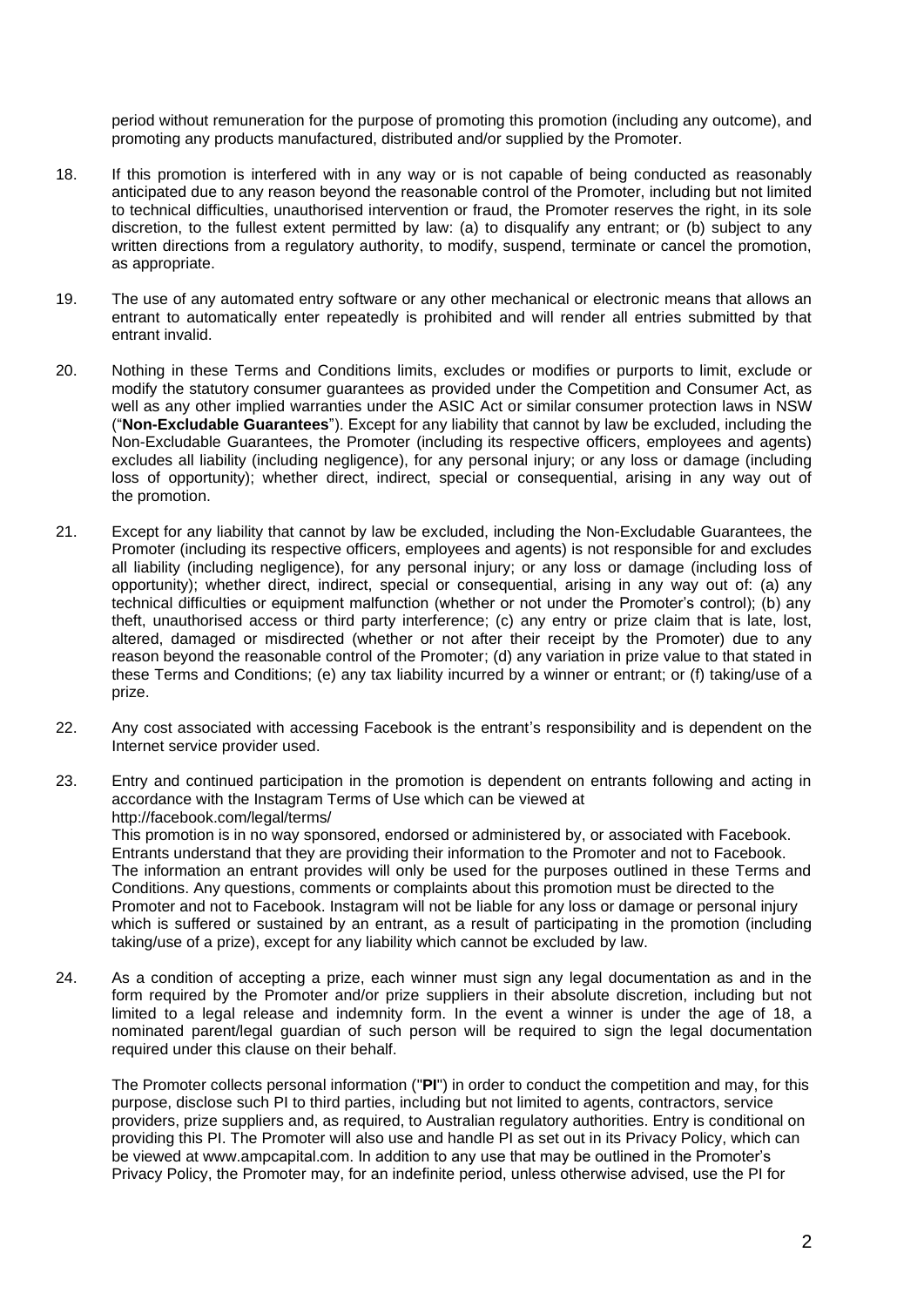period without remuneration for the purpose of promoting this promotion (including any outcome), and promoting any products manufactured, distributed and/or supplied by the Promoter.

18. If this promotion is interfered with in any way or is not capable of being conducted as reasonably anticipated due to any reason beyond the reasonable control of the Promoter, including but not limited to technical difficulties, unauthorised intervention or fraud, the Promoter reserves the right, in its sole discretion, to the fullest extent permitted by law: (a) to disqualify any entrant; or (b) subject to any written directions from a regulatory authority, to modify, suspend, terminate or cancel the promotion, as appropriate.

19. The use of any automated entry software or any other mechanical or electronic means that allows an entrant to automatically enter repeatedly is prohibited and will render all entries submitted by that entrant invalid.

20. Nothing in these Terms and Conditions limits, excludes or modifies or purports to limit, exclude or modify the statutory consumer guarantees as provided under the Competition and Consumer Act, as well as any other implied warranties under the ASIC Act or similar consumer protection laws in NSW ("**Non-Excludable Guarantees**"). Except for any liability that cannot by law be excluded, including the Non-Excludable Guarantees, the Promoter (including its respective officers, employees and agents) excludes all liability (including negligence), for any personal injury; or any loss or damage (including loss of opportunity); whether direct, indirect, special or consequential, arising in any way out of the promotion.

21. Except for any liability that cannot by law be excluded, including the Non-Excludable Guarantees, the Promoter (including its respective officers, employees and agents) is not responsible for and excludes all liability (including negligence), for any personal injury; or any loss or damage (including loss of opportunity); whether direct, indirect, special or consequential, arising in any way out of: (a) any technical difficulties or equipment malfunction (whether or not under the Promoter's control); (b) any theft, unauthorised access or third party interference; (c) any entry or prize claim that is late, lost, altered, damaged or misdirected (whether or not after their receipt by the Promoter) due to any reason beyond the reasonable control of the Promoter; (d) any variation in prize value to that stated in these Terms and Conditions; (e) any tax liability incurred by a winner or entrant; or (f) taking/use of a prize.

22. Any cost associated with accessing Facebook is the entrant's responsibility and is dependent on the Internet service provider used.

23. Entry and continued participation in the promotion is dependent on entrants following and acting in accordance with the Instagram Terms of Use which can be viewed at http://facebook.com/legal/terms/
This promotion is in no way sponsored, endorsed or administered by, or associated with Facebook. Entrants understand that they are providing their information to the Promoter and not to Facebook. The information an entrant provides will only be used for the purposes outlined in these Terms and Conditions. Any questions, comments or complaints about this promotion must be directed to the Promoter and not to Facebook. Instagram will not be liable for any loss or damage or personal injury which is suffered or sustained by an entrant, as a result of participating in the promotion (including taking/use of a prize), except for any liability which cannot be excluded by law.

24. As a condition of accepting a prize, each winner must sign any legal documentation as and in the form required by the Promoter and/or prize suppliers in their absolute discretion, including but not limited to a legal release and indemnity form. In the event a winner is under the age of 18, a nominated parent/legal guardian of such person will be required to sign the legal documentation required under this clause on their behalf.

The Promoter collects personal information ("**PI**") in order to conduct the competition and may, for this purpose, disclose such PI to third parties, including but not limited to agents, contractors, service providers, prize suppliers and, as required, to Australian regulatory authorities. Entry is conditional on providing this PI. The Promoter will also use and handle PI as set out in its Privacy Policy, which can be viewed at www.ampcapital.com. In addition to any use that may be outlined in the Promoter's Privacy Policy, the Promoter may, for an indefinite period, unless otherwise advised, use the PI for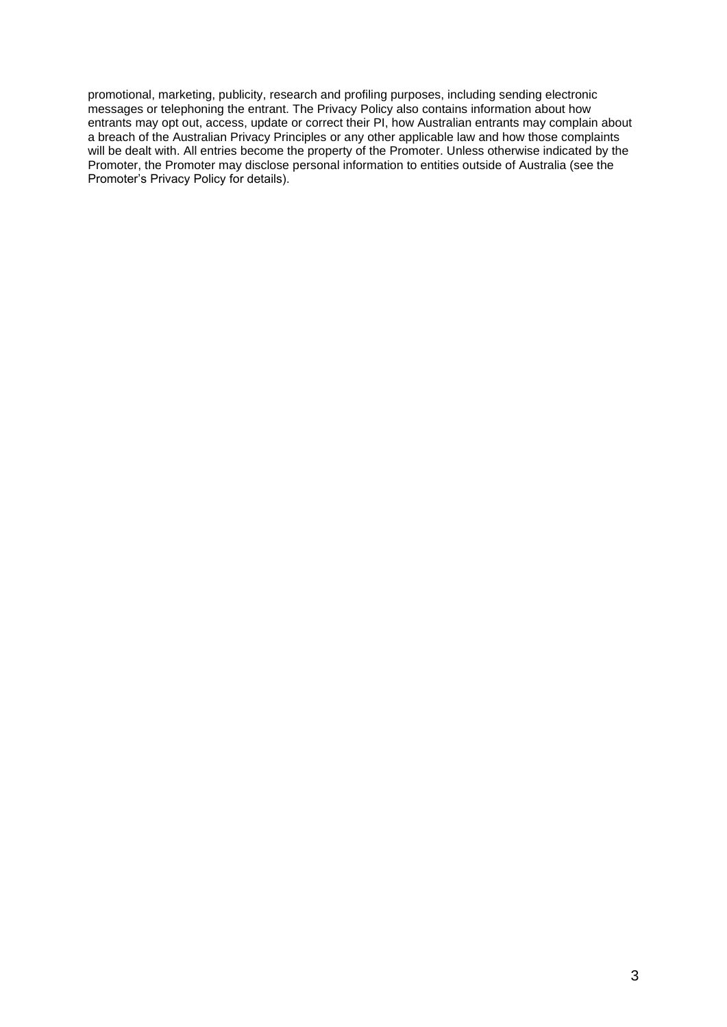promotional, marketing, publicity, research and profiling purposes, including sending electronic messages or telephoning the entrant. The Privacy Policy also contains information about how entrants may opt out, access, update or correct their PI, how Australian entrants may complain about a breach of the Australian Privacy Principles or any other applicable law and how those complaints will be dealt with. All entries become the property of the Promoter. Unless otherwise indicated by the Promoter, the Promoter may disclose personal information to entities outside of Australia (see the Promoter's Privacy Policy for details).